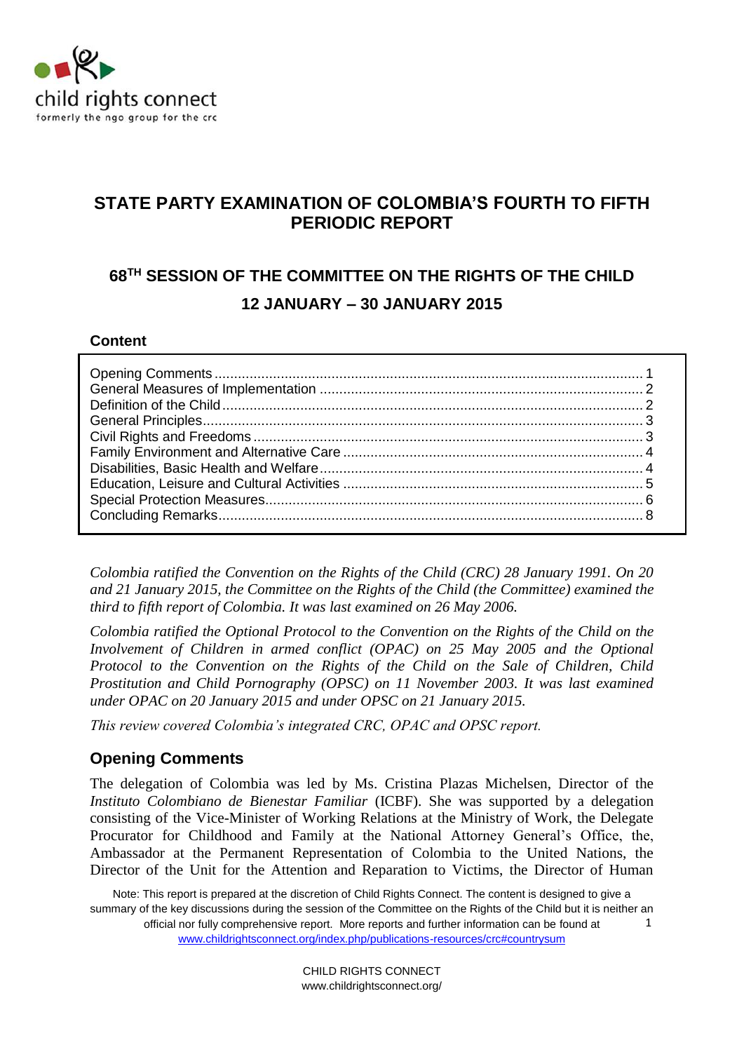# STATE PARTY EXAMINATION OF COLOMBIA'S FOURTH TO FIFTH PERIODIC REPORT

## 68TH SESSION OF THE COMMITTEE ON THE RIGHTS OF THE CHILD

## 12 JANUARY – 30 JANUARY 2015

### Content

| | |
|---|---|
| Opening Comments | 1 |
| General Measures of Implementation | 2 |
| Definition of the Child | 2 |
| General Principles | 3 |
| Civil Rights and Freedoms | 3 |
| Family Environment and Alternative Care | 4 |
| Disabilities, Basic Health and Welfare | 4 |
| Education, Leisure and Cultural Activities | 5 |
| Special Protection Measures | 6 |
| Concluding Remarks | 8 |

*Colombia ratified the Convention on the Rights of the Child (CRC) 28 January 1991. On 20 and 21 January 2015, the Committee on the Rights of the Child (the Committee) examined the third to fifth report of Colombia. It was last examined on 26 May 2006.*

*Colombia ratified the Optional Protocol to the Convention on the Rights of the Child on the Involvement of Children in armed conflict (OPAC) on 25 May 2005 and the Optional Protocol to the Convention on the Rights of the Child on the Sale of Children, Child Prostitution and Child Pornography (OPSC) on 11 November 2003. It was last examined under OPAC on 20 January 2015 and under OPSC on 21 January 2015.*

*This review covered Colombia's integrated CRC, OPAC and OPSC report.*

## Opening Comments

The delegation of Colombia was led by Ms. Cristina Plazas Michelsen, Director of the *Instituto Colombiano de Bienestar Familiar* (ICBF). She was supported by a delegation consisting of the Vice-Minister of Working Relations at the Ministry of Work, the Delegate Procurator for Childhood and Family at the National Attorney General's Office, the, Ambassador at the Permanent Representation of Colombia to the United Nations, the Director of the Unit for the Attention and Reparation to Victims, the Director of Human

Note: This report is prepared at the discretion of Child Rights Connect. The content is designed to give a summary of the key discussions during the session of the Committee on the Rights of the Child but it is neither an official nor fully comprehensive report. More reports and further information can be found at www.childrightsconnect.org/index.php/publications-resources/crc#countrysum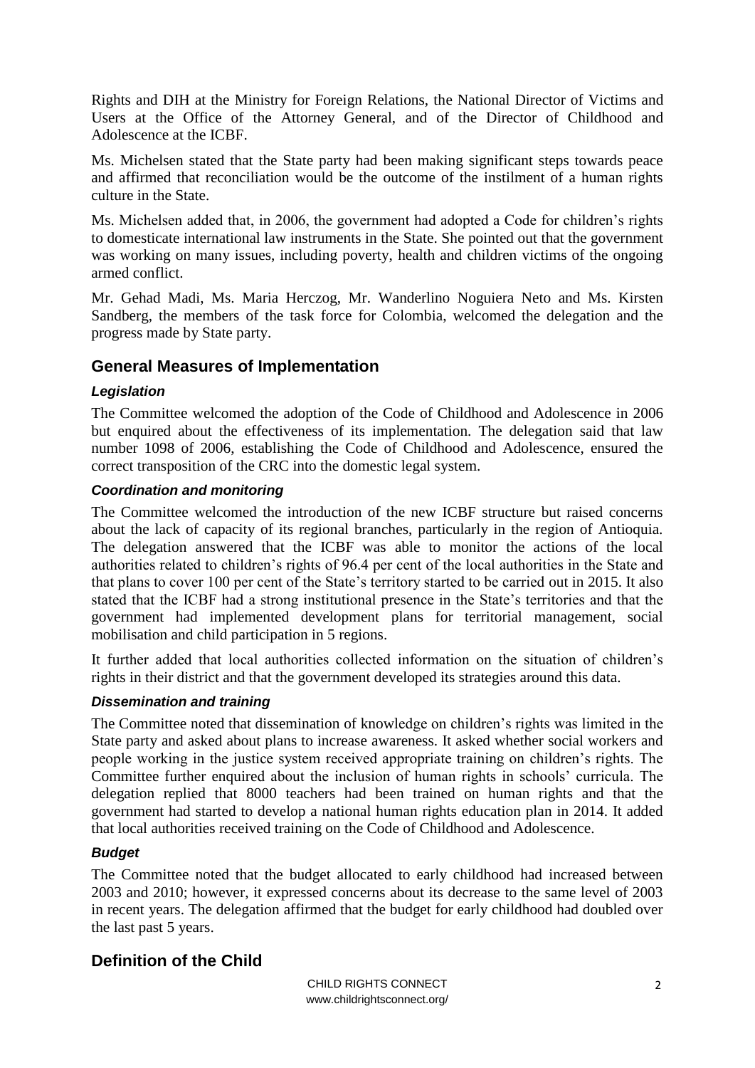Rights and DIH at the Ministry for Foreign Relations, the National Director of Victims and Users at the Office of the Attorney General, and of the Director of Childhood and Adolescence at the ICBF.

Ms. Michelsen stated that the State party had been making significant steps towards peace and affirmed that reconciliation would be the outcome of the instilment of a human rights culture in the State.

Ms. Michelsen added that, in 2006, the government had adopted a Code for children's rights to domesticate international law instruments in the State. She pointed out that the government was working on many issues, including poverty, health and children victims of the ongoing armed conflict.

Mr. Gehad Madi, Ms. Maria Herczog, Mr. Wanderlino Noguiera Neto and Ms. Kirsten Sandberg, the members of the task force for Colombia, welcomed the delegation and the progress made by State party.

## General Measures of Implementation

### *Legislation*

The Committee welcomed the adoption of the Code of Childhood and Adolescence in 2006 but enquired about the effectiveness of its implementation. The delegation said that law number 1098 of 2006, establishing the Code of Childhood and Adolescence, ensured the correct transposition of the CRC into the domestic legal system.

### *Coordination and monitoring*

The Committee welcomed the introduction of the new ICBF structure but raised concerns about the lack of capacity of its regional branches, particularly in the region of Antioquia. The delegation answered that the ICBF was able to monitor the actions of the local authorities related to children's rights of 96.4 per cent of the local authorities in the State and that plans to cover 100 per cent of the State's territory started to be carried out in 2015. It also stated that the ICBF had a strong institutional presence in the State's territories and that the government had implemented development plans for territorial management, social mobilisation and child participation in 5 regions.

It further added that local authorities collected information on the situation of children's rights in their district and that the government developed its strategies around this data.

### *Dissemination and training*

The Committee noted that dissemination of knowledge on children's rights was limited in the State party and asked about plans to increase awareness. It asked whether social workers and people working in the justice system received appropriate training on children's rights. The Committee further enquired about the inclusion of human rights in schools' curricula. The delegation replied that 8000 teachers had been trained on human rights and that the government had started to develop a national human rights education plan in 2014. It added that local authorities received training on the Code of Childhood and Adolescence.

### *Budget*

The Committee noted that the budget allocated to early childhood had increased between 2003 and 2010; however, it expressed concerns about its decrease to the same level of 2003 in recent years. The delegation affirmed that the budget for early childhood had doubled over the last past 5 years.

## Definition of the Child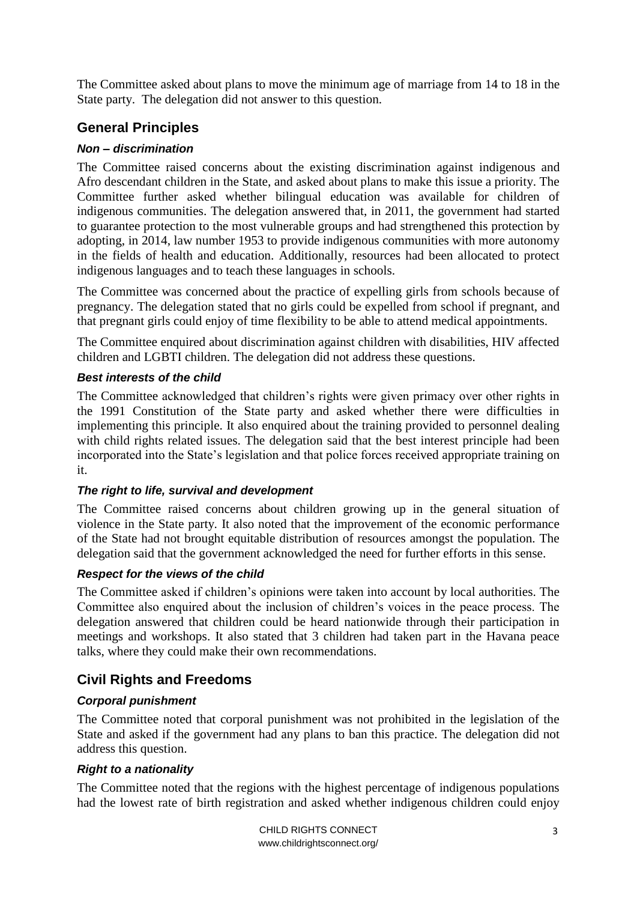The Committee asked about plans to move the minimum age of marriage from 14 to 18 in the State party. The delegation did not answer to this question.

## General Principles

### *Non – discrimination*

The Committee raised concerns about the existing discrimination against indigenous and Afro descendant children in the State, and asked about plans to make this issue a priority. The Committee further asked whether bilingual education was available for children of indigenous communities. The delegation answered that, in 2011, the government had started to guarantee protection to the most vulnerable groups and had strengthened this protection by adopting, in 2014, law number 1953 to provide indigenous communities with more autonomy in the fields of health and education. Additionally, resources had been allocated to protect indigenous languages and to teach these languages in schools.

The Committee was concerned about the practice of expelling girls from schools because of pregnancy. The delegation stated that no girls could be expelled from school if pregnant, and that pregnant girls could enjoy of time flexibility to be able to attend medical appointments.

The Committee enquired about discrimination against children with disabilities, HIV affected children and LGBTI children. The delegation did not address these questions.

### *Best interests of the child*

The Committee acknowledged that children's rights were given primacy over other rights in the 1991 Constitution of the State party and asked whether there were difficulties in implementing this principle. It also enquired about the training provided to personnel dealing with child rights related issues. The delegation said that the best interest principle had been incorporated into the State's legislation and that police forces received appropriate training on it.

### *The right to life, survival and development*

The Committee raised concerns about children growing up in the general situation of violence in the State party. It also noted that the improvement of the economic performance of the State had not brought equitable distribution of resources amongst the population. The delegation said that the government acknowledged the need for further efforts in this sense.

### *Respect for the views of the child*

The Committee asked if children's opinions were taken into account by local authorities. The Committee also enquired about the inclusion of children's voices in the peace process. The delegation answered that children could be heard nationwide through their participation in meetings and workshops. It also stated that 3 children had taken part in the Havana peace talks, where they could make their own recommendations.

## Civil Rights and Freedoms

### *Corporal punishment*

The Committee noted that corporal punishment was not prohibited in the legislation of the State and asked if the government had any plans to ban this practice. The delegation did not address this question.

### *Right to a nationality*

The Committee noted that the regions with the highest percentage of indigenous populations had the lowest rate of birth registration and asked whether indigenous children could enjoy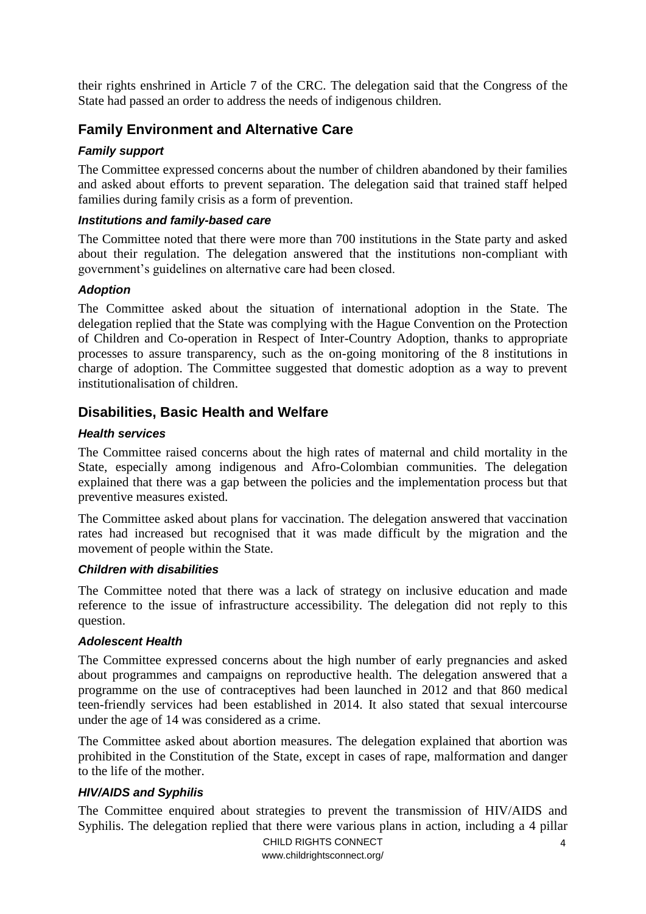their rights enshrined in Article 7 of the CRC. The delegation said that the Congress of the State had passed an order to address the needs of indigenous children.

## Family Environment and Alternative Care

### *Family support*

The Committee expressed concerns about the number of children abandoned by their families and asked about efforts to prevent separation. The delegation said that trained staff helped families during family crisis as a form of prevention.

### *Institutions and family-based care*

The Committee noted that there were more than 700 institutions in the State party and asked about their regulation. The delegation answered that the institutions non-compliant with government's guidelines on alternative care had been closed.

### *Adoption*

The Committee asked about the situation of international adoption in the State. The delegation replied that the State was complying with the Hague Convention on the Protection of Children and Co-operation in Respect of Inter-Country Adoption, thanks to appropriate processes to assure transparency, such as the on-going monitoring of the 8 institutions in charge of adoption. The Committee suggested that domestic adoption as a way to prevent institutionalisation of children.

## Disabilities, Basic Health and Welfare

### *Health services*

The Committee raised concerns about the high rates of maternal and child mortality in the State, especially among indigenous and Afro-Colombian communities. The delegation explained that there was a gap between the policies and the implementation process but that preventive measures existed.

The Committee asked about plans for vaccination. The delegation answered that vaccination rates had increased but recognised that it was made difficult by the migration and the movement of people within the State.

### *Children with disabilities*

The Committee noted that there was a lack of strategy on inclusive education and made reference to the issue of infrastructure accessibility. The delegation did not reply to this question.

### *Adolescent Health*

The Committee expressed concerns about the high number of early pregnancies and asked about programmes and campaigns on reproductive health. The delegation answered that a programme on the use of contraceptives had been launched in 2012 and that 860 medical teen-friendly services had been established in 2014. It also stated that sexual intercourse under the age of 14 was considered as a crime.

The Committee asked about abortion measures. The delegation explained that abortion was prohibited in the Constitution of the State, except in cases of rape, malformation and danger to the life of the mother.

### *HIV/AIDS and Syphilis*

The Committee enquired about strategies to prevent the transmission of HIV/AIDS and Syphilis. The delegation replied that there were various plans in action, including a 4 pillar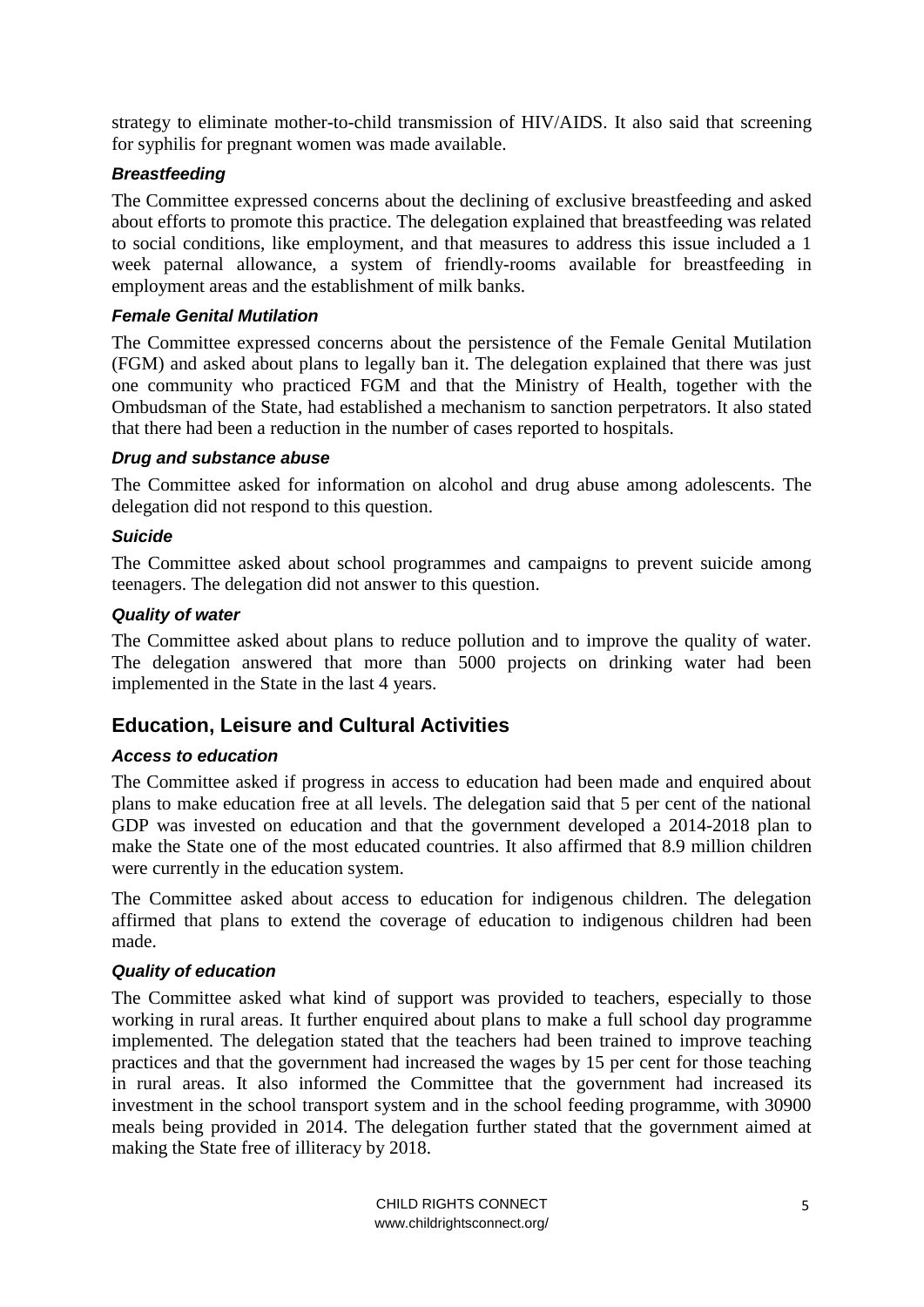strategy to eliminate mother-to-child transmission of HIV/AIDS. It also said that screening for syphilis for pregnant women was made available.

### *Breastfeeding*

The Committee expressed concerns about the declining of exclusive breastfeeding and asked about efforts to promote this practice. The delegation explained that breastfeeding was related to social conditions, like employment, and that measures to address this issue included a 1 week paternal allowance, a system of friendly-rooms available for breastfeeding in employment areas and the establishment of milk banks.

### *Female Genital Mutilation*

The Committee expressed concerns about the persistence of the Female Genital Mutilation (FGM) and asked about plans to legally ban it. The delegation explained that there was just one community who practiced FGM and that the Ministry of Health, together with the Ombudsman of the State, had established a mechanism to sanction perpetrators. It also stated that there had been a reduction in the number of cases reported to hospitals.

### *Drug and substance abuse*

The Committee asked for information on alcohol and drug abuse among adolescents. The delegation did not respond to this question.

### *Suicide*

The Committee asked about school programmes and campaigns to prevent suicide among teenagers. The delegation did not answer to this question.

### *Quality of water*

The Committee asked about plans to reduce pollution and to improve the quality of water. The delegation answered that more than 5000 projects on drinking water had been implemented in the State in the last 4 years.

## Education, Leisure and Cultural Activities

### *Access to education*

The Committee asked if progress in access to education had been made and enquired about plans to make education free at all levels. The delegation said that 5 per cent of the national GDP was invested on education and that the government developed a 2014-2018 plan to make the State one of the most educated countries. It also affirmed that 8.9 million children were currently in the education system.

The Committee asked about access to education for indigenous children. The delegation affirmed that plans to extend the coverage of education to indigenous children had been made.

### *Quality of education*

The Committee asked what kind of support was provided to teachers, especially to those working in rural areas. It further enquired about plans to make a full school day programme implemented. The delegation stated that the teachers had been trained to improve teaching practices and that the government had increased the wages by 15 per cent for those teaching in rural areas. It also informed the Committee that the government had increased its investment in the school transport system and in the school feeding programme, with 30900 meals being provided in 2014. The delegation further stated that the government aimed at making the State free of illiteracy by 2018.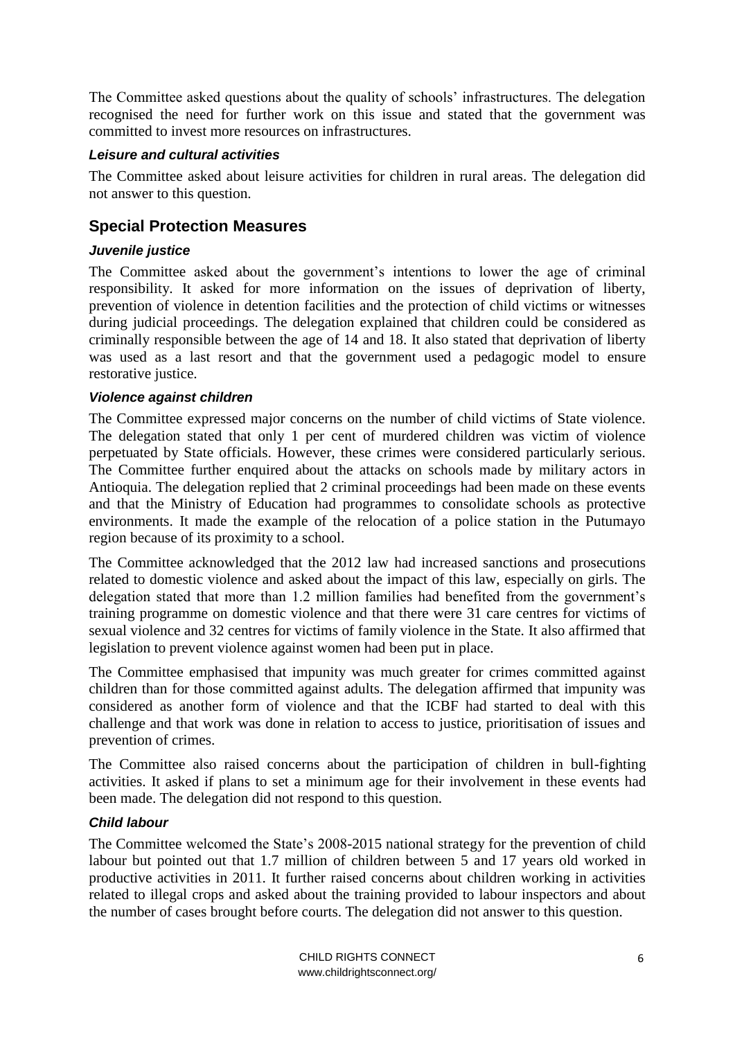The Committee asked questions about the quality of schools' infrastructures. The delegation recognised the need for further work on this issue and stated that the government was committed to invest more resources on infrastructures.

### *Leisure and cultural activities*

The Committee asked about leisure activities for children in rural areas. The delegation did not answer to this question.

## Special Protection Measures

### *Juvenile justice*

The Committee asked about the government's intentions to lower the age of criminal responsibility. It asked for more information on the issues of deprivation of liberty, prevention of violence in detention facilities and the protection of child victims or witnesses during judicial proceedings. The delegation explained that children could be considered as criminally responsible between the age of 14 and 18. It also stated that deprivation of liberty was used as a last resort and that the government used a pedagogic model to ensure restorative justice.

### *Violence against children*

The Committee expressed major concerns on the number of child victims of State violence. The delegation stated that only 1 per cent of murdered children was victim of violence perpetuated by State officials. However, these crimes were considered particularly serious. The Committee further enquired about the attacks on schools made by military actors in Antioquia. The delegation replied that 2 criminal proceedings had been made on these events and that the Ministry of Education had programmes to consolidate schools as protective environments. It made the example of the relocation of a police station in the Putumayo region because of its proximity to a school.

The Committee acknowledged that the 2012 law had increased sanctions and prosecutions related to domestic violence and asked about the impact of this law, especially on girls. The delegation stated that more than 1.2 million families had benefited from the government's training programme on domestic violence and that there were 31 care centres for victims of sexual violence and 32 centres for victims of family violence in the State. It also affirmed that legislation to prevent violence against women had been put in place.

The Committee emphasised that impunity was much greater for crimes committed against children than for those committed against adults. The delegation affirmed that impunity was considered as another form of violence and that the ICBF had started to deal with this challenge and that work was done in relation to access to justice, prioritisation of issues and prevention of crimes.

The Committee also raised concerns about the participation of children in bull-fighting activities. It asked if plans to set a minimum age for their involvement in these events had been made. The delegation did not respond to this question.

### *Child labour*

The Committee welcomed the State's 2008-2015 national strategy for the prevention of child labour but pointed out that 1.7 million of children between 5 and 17 years old worked in productive activities in 2011. It further raised concerns about children working in activities related to illegal crops and asked about the training provided to labour inspectors and about the number of cases brought before courts. The delegation did not answer to this question.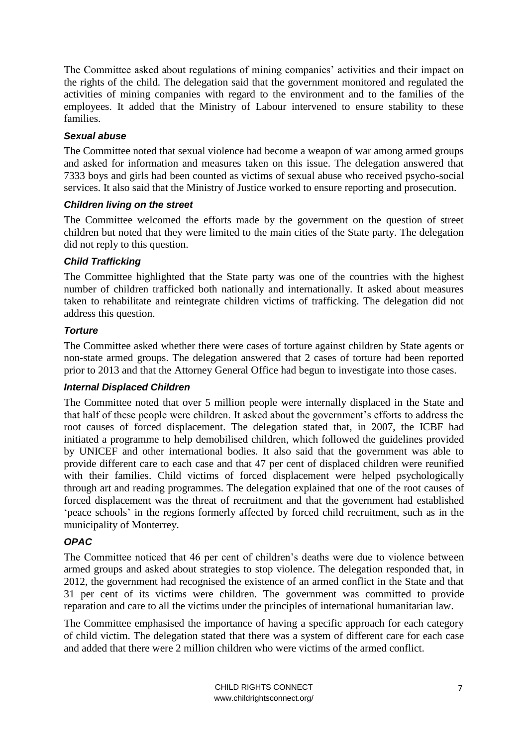The Committee asked about regulations of mining companies' activities and their impact on the rights of the child. The delegation said that the government monitored and regulated the activities of mining companies with regard to the environment and to the families of the employees. It added that the Ministry of Labour intervened to ensure stability to these families.

### *Sexual abuse*

The Committee noted that sexual violence had become a weapon of war among armed groups and asked for information and measures taken on this issue. The delegation answered that 7333 boys and girls had been counted as victims of sexual abuse who received psycho-social services. It also said that the Ministry of Justice worked to ensure reporting and prosecution.

### *Children living on the street*

The Committee welcomed the efforts made by the government on the question of street children but noted that they were limited to the main cities of the State party. The delegation did not reply to this question.

### *Child Trafficking*

The Committee highlighted that the State party was one of the countries with the highest number of children trafficked both nationally and internationally. It asked about measures taken to rehabilitate and reintegrate children victims of trafficking. The delegation did not address this question.

### *Torture*

The Committee asked whether there were cases of torture against children by State agents or non-state armed groups. The delegation answered that 2 cases of torture had been reported prior to 2013 and that the Attorney General Office had begun to investigate into those cases.

### *Internal Displaced Children*

The Committee noted that over 5 million people were internally displaced in the State and that half of these people were children. It asked about the government's efforts to address the root causes of forced displacement. The delegation stated that, in 2007, the ICBF had initiated a programme to help demobilised children, which followed the guidelines provided by UNICEF and other international bodies. It also said that the government was able to provide different care to each case and that 47 per cent of displaced children were reunified with their families. Child victims of forced displacement were helped psychologically through art and reading programmes. The delegation explained that one of the root causes of forced displacement was the threat of recruitment and that the government had established 'peace schools' in the regions formerly affected by forced child recruitment, such as in the municipality of Monterrey.

### *OPAC*

The Committee noticed that 46 per cent of children's deaths were due to violence between armed groups and asked about strategies to stop violence. The delegation responded that, in 2012, the government had recognised the existence of an armed conflict in the State and that 31 per cent of its victims were children. The government was committed to provide reparation and care to all the victims under the principles of international humanitarian law.

The Committee emphasised the importance of having a specific approach for each category of child victim. The delegation stated that there was a system of different care for each case and added that there were 2 million children who were victims of the armed conflict.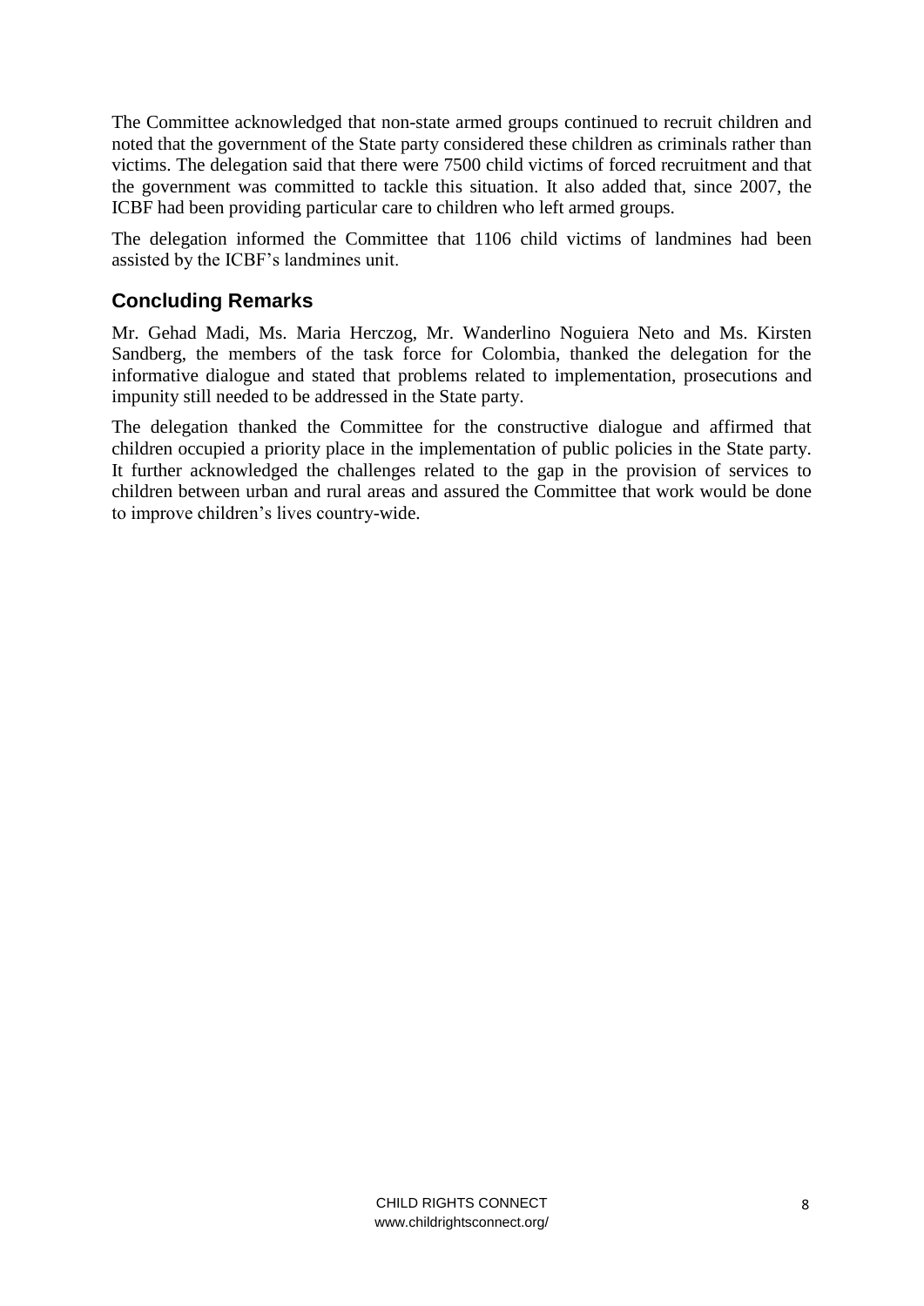The Committee acknowledged that non-state armed groups continued to recruit children and noted that the government of the State party considered these children as criminals rather than victims. The delegation said that there were 7500 child victims of forced recruitment and that the government was committed to tackle this situation. It also added that, since 2007, the ICBF had been providing particular care to children who left armed groups.

The delegation informed the Committee that 1106 child victims of landmines had been assisted by the ICBF's landmines unit.

## Concluding Remarks

Mr. Gehad Madi, Ms. Maria Herczog, Mr. Wanderlino Noguiera Neto and Ms. Kirsten Sandberg, the members of the task force for Colombia, thanked the delegation for the informative dialogue and stated that problems related to implementation, prosecutions and impunity still needed to be addressed in the State party.

The delegation thanked the Committee for the constructive dialogue and affirmed that children occupied a priority place in the implementation of public policies in the State party. It further acknowledged the challenges related to the gap in the provision of services to children between urban and rural areas and assured the Committee that work would be done to improve children's lives country-wide.